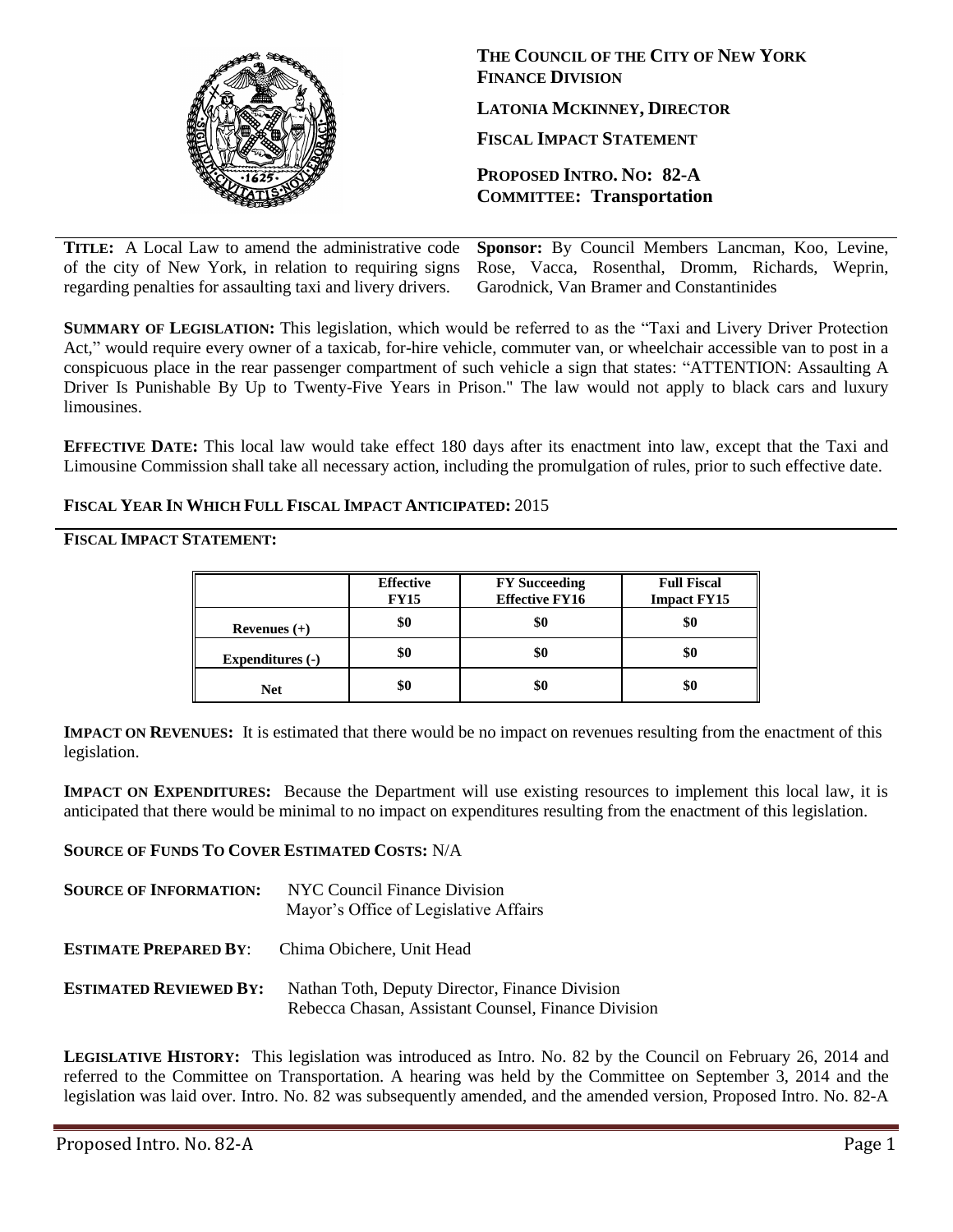**THE COUNCIL OF THE CITY OF NEW YORK**
**FINANCE DIVISION**

**LATONIA MCKINNEY, DIRECTOR**

**FISCAL IMPACT STATEMENT**

**PROPOSED INTRO. NO: 82-A**
**COMMITTEE: Transportation**

**TITLE:** A Local Law to amend the administrative code of the city of New York, in relation to requiring signs regarding penalties for assaulting taxi and livery drivers.

**Sponsor:** By Council Members Lancman, Koo, Levine, Rose, Vacca, Rosenthal, Dromm, Richards, Weprin, Garodnick, Van Bramer and Constantinides

**SUMMARY OF LEGISLATION:** This legislation, which would be referred to as the "Taxi and Livery Driver Protection Act," would require every owner of a taxicab, for-hire vehicle, commuter van, or wheelchair accessible van to post in a conspicuous place in the rear passenger compartment of such vehicle a sign that states: "ATTENTION: Assaulting A Driver Is Punishable By Up to Twenty-Five Years in Prison." The law would not apply to black cars and luxury limousines.

**EFFECTIVE DATE:** This local law would take effect 180 days after its enactment into law, except that the Taxi and Limousine Commission shall take all necessary action, including the promulgation of rules, prior to such effective date.

**FISCAL YEAR IN WHICH FULL FISCAL IMPACT ANTICIPATED:** 2015

**FISCAL IMPACT STATEMENT:**

| | Effective FY15 | FY Succeeding Effective FY16 | Full Fiscal Impact FY15 |
|---|---|---|---|
| **Revenues (+)** | $0 | $0 | $0 |
| **Expenditures (-)** | $0 | $0 | $0 |
| **Net** | $0 | $0 | $0 |

**IMPACT ON REVENUES:** It is estimated that there would be no impact on revenues resulting from the enactment of this legislation.

**IMPACT ON EXPENDITURES:** Because the Department will use existing resources to implement this local law, it is anticipated that there would be minimal to no impact on expenditures resulting from the enactment of this legislation.

**SOURCE OF FUNDS TO COVER ESTIMATED COSTS:** N/A

**SOURCE OF INFORMATION:** NYC Council Finance Division
Mayor's Office of Legislative Affairs

**ESTIMATE PREPARED BY**: Chima Obichere, Unit Head

**ESTIMATED REVIEWED BY:** Nathan Toth, Deputy Director, Finance Division
Rebecca Chasan, Assistant Counsel, Finance Division

**LEGISLATIVE HISTORY:** This legislation was introduced as Intro. No. 82 by the Council on February 26, 2014 and referred to the Committee on Transportation. A hearing was held by the Committee on September 3, 2014 and the legislation was laid over. Intro. No. 82 was subsequently amended, and the amended version, Proposed Intro. No. 82-A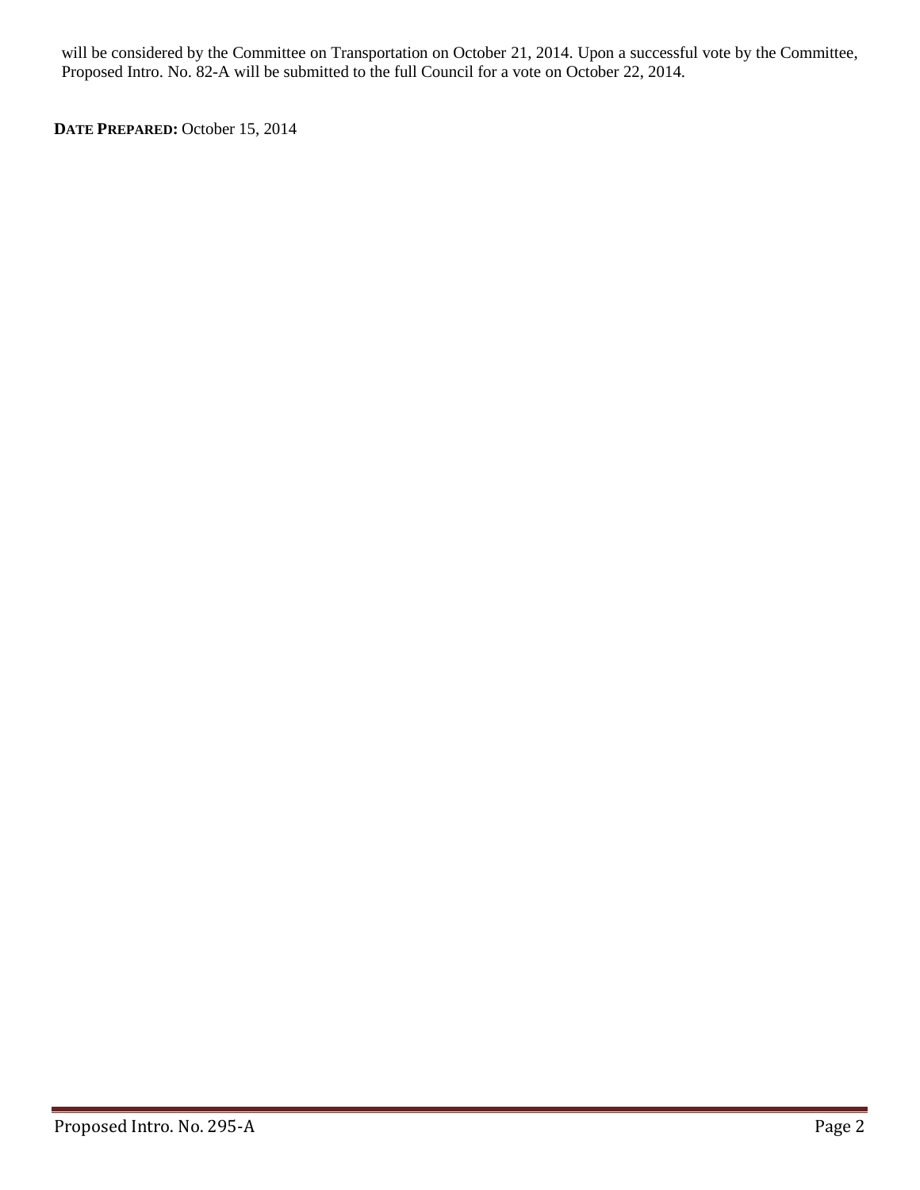will be considered by the Committee on Transportation on October 21, 2014. Upon a successful vote by the Committee, Proposed Intro. No. 82-A will be submitted to the full Council for a vote on October 22, 2014.

**DATE PREPARED:** October 15, 2014